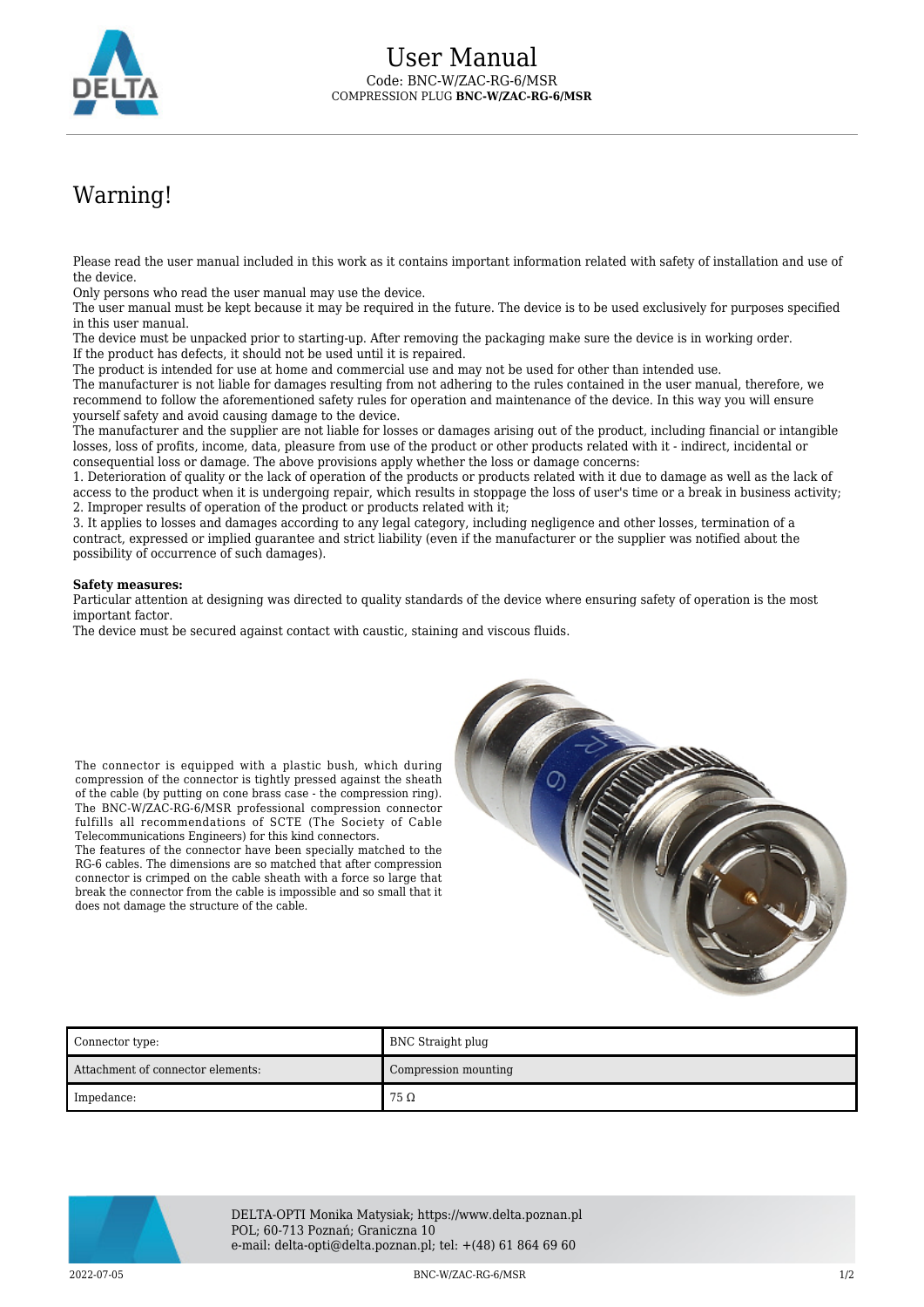# User Manual

Code: BNC-W/ZAC-RG-6/MSR
COMPRESSION PLUG **BNC-W/ZAC-RG-6/MSR**

## Warning!

Please read the user manual included in this work as it contains important information related with safety of installation and use of the device.
Only persons who read the user manual may use the device.
The user manual must be kept because it may be required in the future. The device is to be used exclusively for purposes specified in this user manual.
The device must be unpacked prior to starting-up. After removing the packaging make sure the device is in working order.
If the product has defects, it should not be used until it is repaired.
The product is intended for use at home and commercial use and may not be used for other than intended use.
The manufacturer is not liable for damages resulting from not adhering to the rules contained in the user manual, therefore, we recommend to follow the aforementioned safety rules for operation and maintenance of the device. In this way you will ensure yourself safety and avoid causing damage to the device.
The manufacturer and the supplier are not liable for losses or damages arising out of the product, including financial or intangible losses, loss of profits, income, data, pleasure from use of the product or other products related with it - indirect, incidental or consequential loss or damage. The above provisions apply whether the loss or damage concerns:
1. Deterioration of quality or the lack of operation of the products or products related with it due to damage as well as the lack of access to the product when it is undergoing repair, which results in stoppage the loss of user's time or a break in business activity;
2. Improper results of operation of the product or products related with it;
3. It applies to losses and damages according to any legal category, including negligence and other losses, termination of a contract, expressed or implied guarantee and strict liability (even if the manufacturer or the supplier was notified about the possibility of occurrence of such damages).

**Safety measures:**
Particular attention at designing was directed to quality standards of the device where ensuring safety of operation is the most important factor.
The device must be secured against contact with caustic, staining and viscous fluids.

The connector is equipped with a plastic bush, which during compression of the connector is tightly pressed against the sheath of the cable (by putting on cone brass case - the compression ring). The BNC-W/ZAC-RG-6/MSR professional compression connector fulfills all recommendations of SCTE (The Society of Cable Telecommunications Engineers) for this kind connectors.
The features of the connector have been specially matched to the RG-6 cables. The dimensions are so matched that after compression connector is crimped on the cable sheath with a force so large that break the connector from the cable is impossible and so small that it does not damage the structure of the cable.

| Connector type: | BNC Straight plug |
|---|---|
| Attachment of connector elements: | Compression mounting |
| Impedance: | 75 Ω |

DELTA-OPTI Monika Matysiak; https://www.delta.poznan.pl
POL; 60-713 Poznań; Graniczna 10
e-mail: delta-opti@delta.poznan.pl; tel: +(48) 61 864 69 60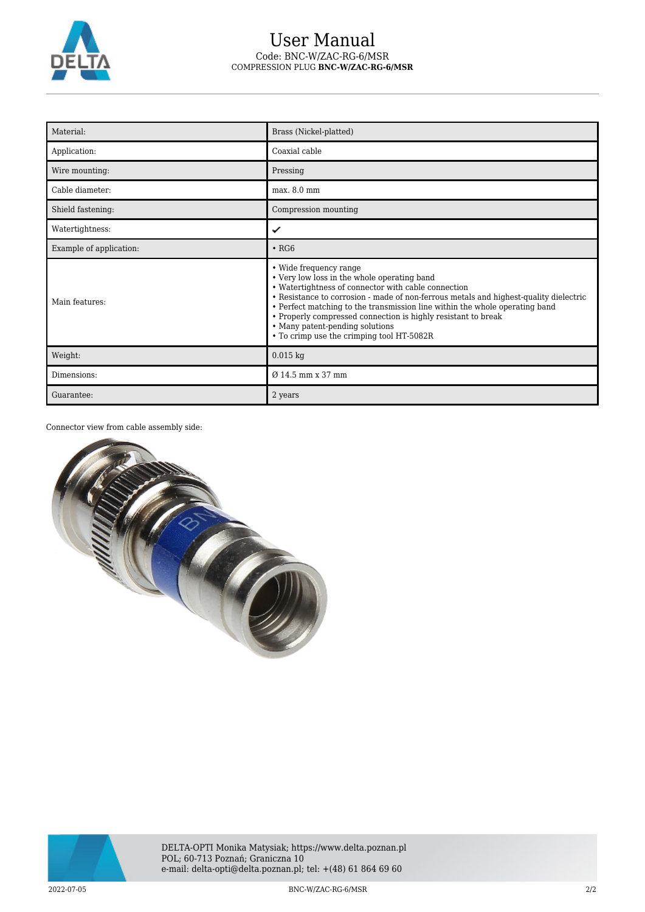# User Manual

Code: BNC-W/ZAC-RG-6/MSR

COMPRESSION PLUG **BNC-W/ZAC-RG-6/MSR**

| | |
|---|---|
| Material: | Brass (Nickel-platted) |
| Application: | Coaxial cable |
| Wire mounting: | Pressing |
| Cable diameter: | max. 8.0 mm |
| Shield fastening: | Compression mounting |
| Watertightness: | ✔ |
| Example of application: | • RG6 |
| Main features: | • Wide frequency range<br>• Very low loss in the whole operating band<br>• Watertightness of connector with cable connection<br>• Resistance to corrosion - made of non-ferrous metals and highest-quality dielectric<br>• Perfect matching to the transmission line within the whole operating band<br>• Properly compressed connection is highly resistant to break<br>• Many patent-pending solutions<br>• To crimp use the crimping tool HT-5082R |
| Weight: | 0.015 kg |
| Dimensions: | Ø 14.5 mm x 37 mm |
| Guarantee: | 2 years |

Connector view from cable assembly side:

DELTA-OPTI Monika Matysiak; https://www.delta.poznan.pl
POL; 60-713 Poznań; Graniczna 10
e-mail: delta-opti@delta.poznan.pl; tel: +(48) 61 864 69 60